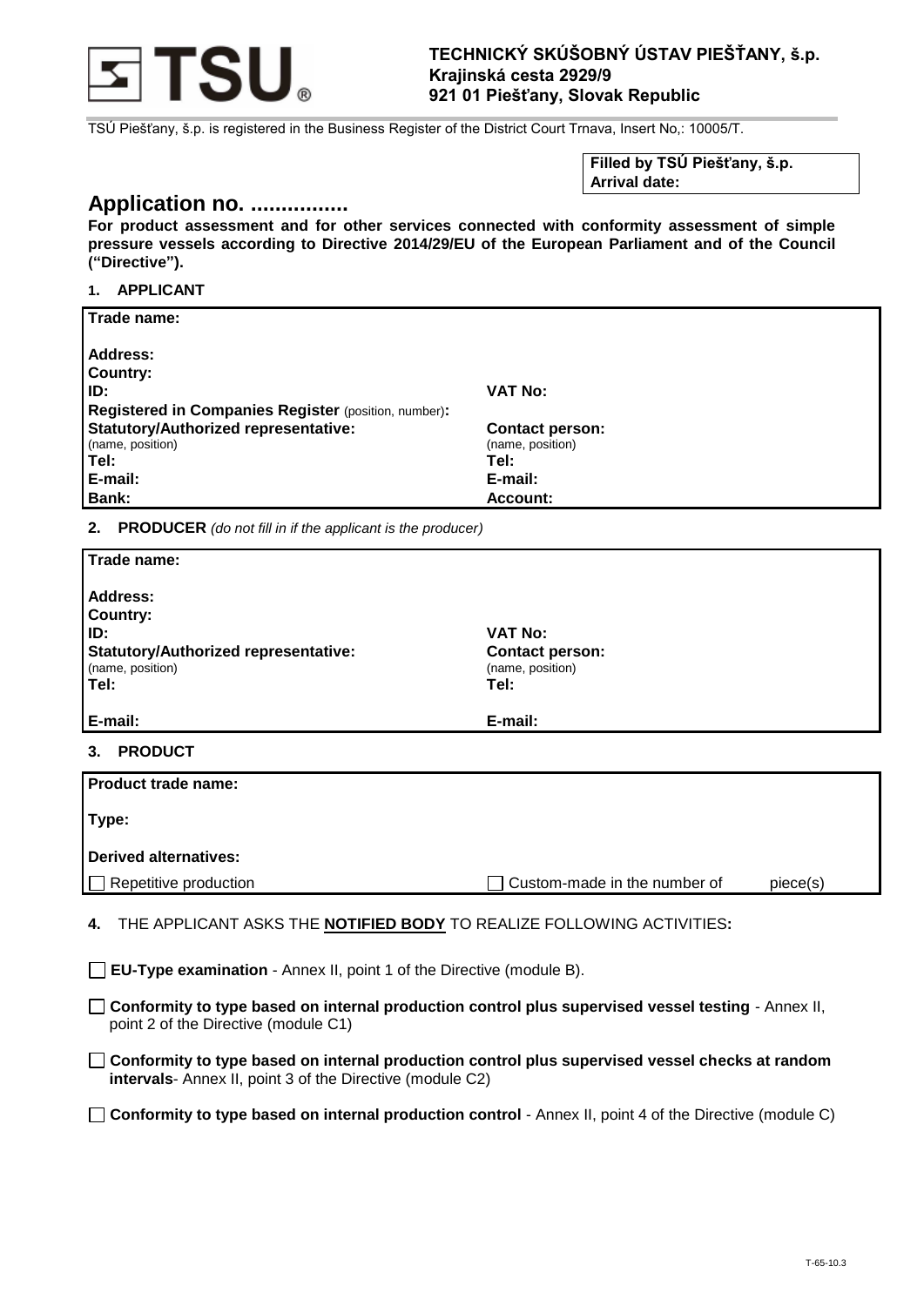# TSU

**TECHNICKÝ SKÚŠOBNÝ ÚSTAV PIEŠŤANY, š.p.**
**Krajinská cesta 2929/9**
**921 01 Piešťany, Slovak Republic**

TSÚ Piešťany, š.p. is registered in the Business Register of the District Court Trnava, Insert No,: 10005/T.

| **Filled by TSÚ Piešťany, š.p.** |
|---|
| **Arrival date:** |

## Application no. ................

**For product assessment and for other services connected with conformity assessment of simple pressure vessels according to Directive 2014/29/EU of the European Parliament and of the Council ("Directive").**

### 1. APPLICANT

| | |
|---|---|
| **Trade name:** | |
| **Address:** | |
| **Country:** | |
| **ID:** | **VAT No:** |
| **Registered in Companies Register** (position, number)**:** | |
| **Statutory/Authorized representative:** (name, position) | **Contact person:** (name, position) |
| **Tel:** | **Tel:** |
| **E-mail:** | **E-mail:** |
| **Bank:** | **Account:** |

### 2. PRODUCER *(do not fill in if the applicant is the producer)*

| | |
|---|---|
| **Trade name:** | |
| **Address:** | |
| **Country:** | |
| **ID:** | **VAT No:** |
| **Statutory/Authorized representative:** (name, position) | **Contact person:** (name, position) |
| **Tel:** | **Tel:** |
| **E-mail:** | **E-mail:** |

### 3. PRODUCT

| | |
|---|---|
| **Product trade name:** | |
| **Type:** | |
| **Derived alternatives:** | |
| ☐ Repetitive production | ☐ Custom-made in the number of piece(s) |

### 4. THE APPLICANT ASKS THE **NOTIFIED BODY** TO REALIZE FOLLOWING ACTIVITIES**:**

☐ **EU-Type examination** - Annex II, point 1 of the Directive (module B).

☐ **Conformity to type based on internal production control plus supervised vessel testing** - Annex II, point 2 of the Directive (module C1)

☐ **Conformity to type based on internal production control plus supervised vessel checks at random intervals**- Annex II, point 3 of the Directive (module C2)

☐ **Conformity to type based on internal production control** - Annex II, point 4 of the Directive (module C)

T-65-10.3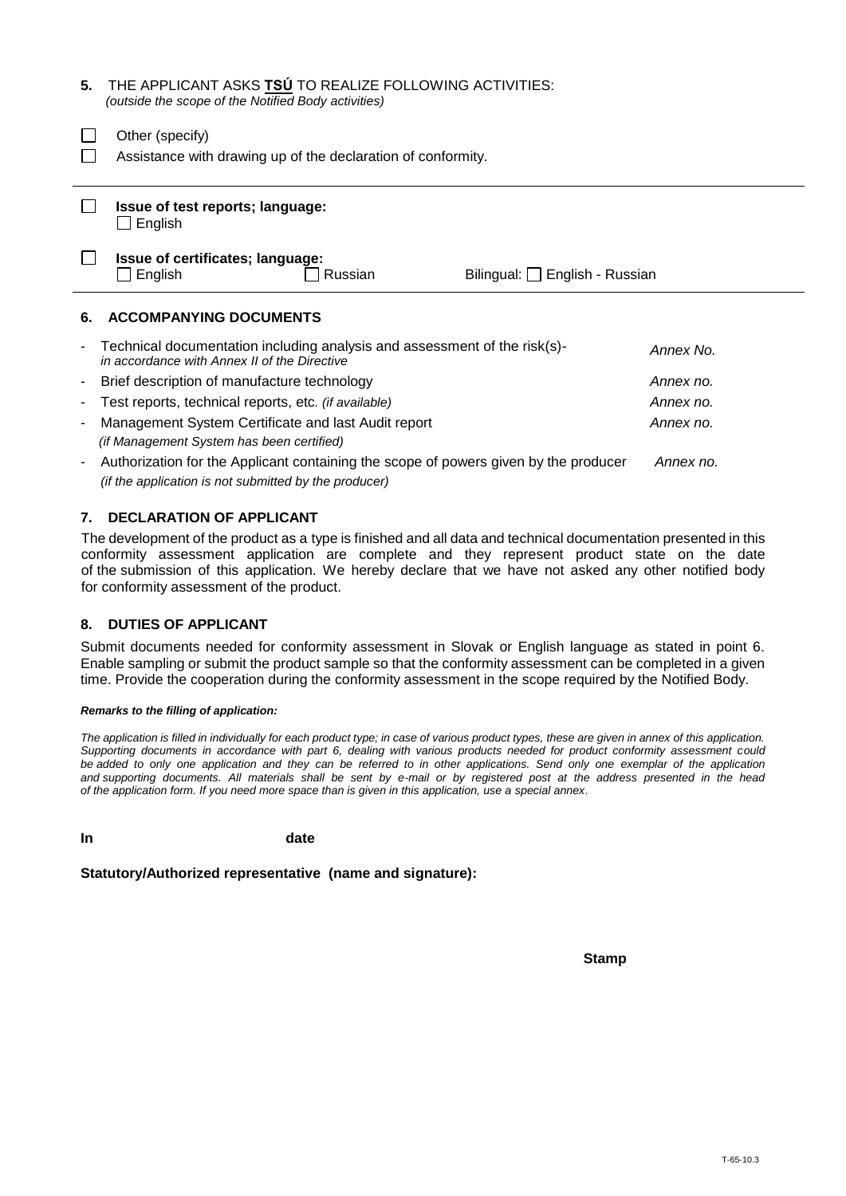**5.** THE APPLICANT ASKS **TSÚ** TO REALIZE FOLLOWING ACTIVITIES:
*(outside the scope of the Notified Body activities)*

☐ Other (specify)

☐ Assistance with drawing up of the declaration of conformity.

☐ **Issue of test reports; language:**
☐ English

☐ **Issue of certificates; language:**
☐ English ☐ Russian Bilingual: ☐ English - Russian

## 6. ACCOMPANYING DOCUMENTS

| | |
|---|---|
| - Technical documentation including analysis and assessment of the risk(s)- *in accordance with Annex II of the Directive* | *Annex No.* |
| - Brief description of manufacture technology | *Annex no.* |
| - Test reports, technical reports, etc. *(if available)* | *Annex no.* |
| - Management System Certificate and last Audit report *(if Management System has been certified)* | *Annex no.* |
| - Authorization for the Applicant containing the scope of powers given by the producer *(if the application is not submitted by the producer)* | *Annex no.* |

## 7. DECLARATION OF APPLICANT

The development of the product as a type is finished and all data and technical documentation presented in this conformity assessment application are complete and they represent product state on the date of the submission of this application. We hereby declare that we have not asked any other notified body for conformity assessment of the product.

## 8. DUTIES OF APPLICANT

Submit documents needed for conformity assessment in Slovak or English language as stated in point 6. Enable sampling or submit the product sample so that the conformity assessment can be completed in a given time. Provide the cooperation during the conformity assessment in the scope required by the Notified Body.

***Remarks to the filling of application:***

*The application is filled in individually for each product type; in case of various product types, these are given in annex of this application. Supporting documents in accordance with part 6, dealing with various products needed for product conformity assessment could be added to only one application and they can be referred to in other applications. Send only one exemplar of the application and supporting documents. All materials shall be sent by e-mail or by registered post at the address presented in the head of the application form. If you need more space than is given in this application, use a special annex.*

**In** **date**

**Statutory/Authorized representative (name and signature):**

**Stamp**

T-65-10.3